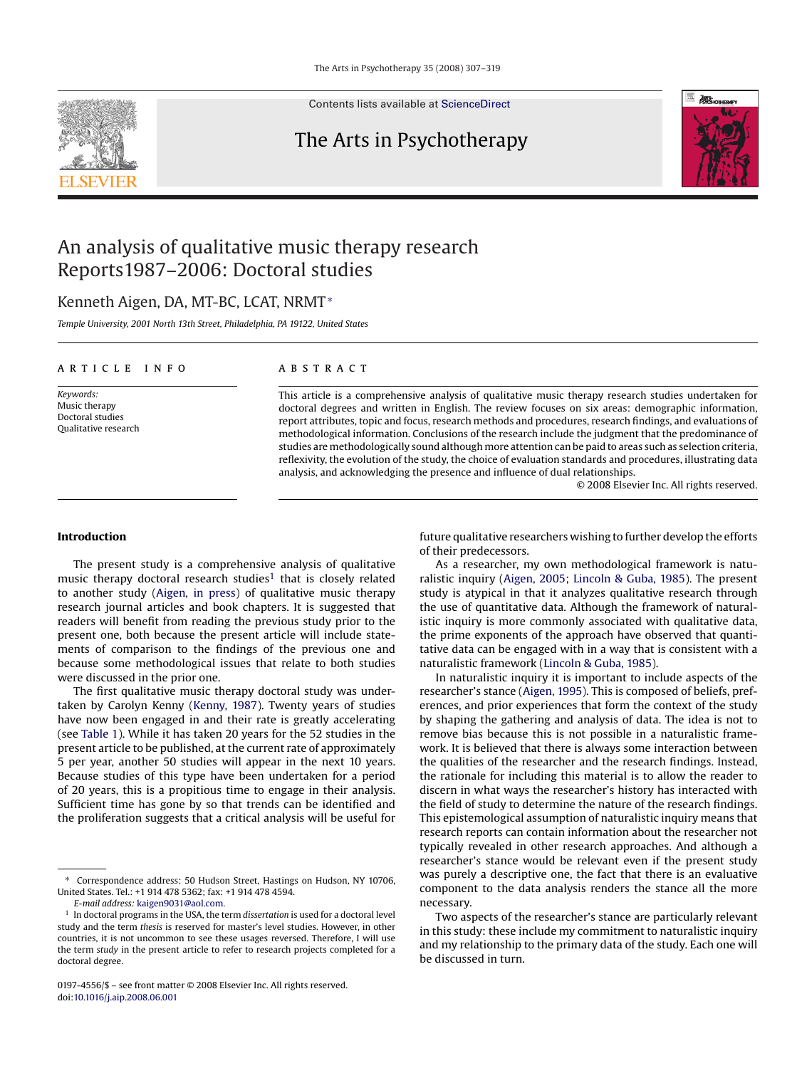# An analysis of qualitative music therapy research Reports1987–2006: Doctoral studies

Kenneth Aigen, DA, MT-BC, LCAT, NRMT*

*Temple University, 2001 North 13th Street, Philadelphia, PA 19122, United States*

## ARTICLE INFO

*Keywords:*
Music therapy
Doctoral studies
Qualitative research

## ABSTRACT

This article is a comprehensive analysis of qualitative music therapy research studies undertaken for doctoral degrees and written in English. The review focuses on six areas: demographic information, report attributes, topic and focus, research methods and procedures, research findings, and evaluations of methodological information. Conclusions of the research include the judgment that the predominance of studies are methodologically sound although more attention can be paid to areas such as selection criteria, reflexivity, the evolution of the study, the choice of evaluation standards and procedures, illustrating data analysis, and acknowledging the presence and influence of dual relationships.

© 2008 Elsevier Inc. All rights reserved.

## Introduction

The present study is a comprehensive analysis of qualitative music therapy doctoral research studies[1] that is closely related to another study (Aigen, in press) of qualitative music therapy research journal articles and book chapters. It is suggested that readers will benefit from reading the previous study prior to the present one, both because the present article will include statements of comparison to the findings of the previous one and because some methodological issues that relate to both studies were discussed in the prior one.

The first qualitative music therapy doctoral study was undertaken by Carolyn Kenny (Kenny, 1987). Twenty years of studies have now been engaged in and their rate is greatly accelerating (see Table 1). While it has taken 20 years for the 52 studies in the present article to be published, at the current rate of approximately 5 per year, another 50 studies will appear in the next 10 years. Because studies of this type have been undertaken for a period of 20 years, this is a propitious time to engage in their analysis. Sufficient time has gone by so that trends can be identified and the proliferation suggests that a critical analysis will be useful for future qualitative researchers wishing to further develop the efforts of their predecessors.

As a researcher, my own methodological framework is naturalistic inquiry (Aigen, 2005; Lincoln & Guba, 1985). The present study is atypical in that it analyzes qualitative research through the use of quantitative data. Although the framework of naturalistic inquiry is more commonly associated with qualitative data, the prime exponents of the approach have observed that quantitative data can be engaged with in a way that is consistent with a naturalistic framework (Lincoln & Guba, 1985).

In naturalistic inquiry it is important to include aspects of the researcher's stance (Aigen, 1995). This is composed of beliefs, preferences, and prior experiences that form the context of the study by shaping the gathering and analysis of data. The idea is not to remove bias because this is not possible in a naturalistic framework. It is believed that there is always some interaction between the qualities of the researcher and the research findings. Instead, the rationale for including this material is to allow the reader to discern in what ways the researcher's history has interacted with the field of study to determine the nature of the research findings. This epistemological assumption of naturalistic inquiry means that research reports can contain information about the researcher not typically revealed in other research approaches. And although a researcher's stance would be relevant even if the present study was purely a descriptive one, the fact that there is an evaluative component to the data analysis renders the stance all the more necessary.

Two aspects of the researcher's stance are particularly relevant in this study: these include my commitment to naturalistic inquiry and my relationship to the primary data of the study. Each one will be discussed in turn.

---

\* Correspondence address: 50 Hudson Street, Hastings on Hudson, NY 10706, United States. Tel.: +1 914 478 5362; fax: +1 914 478 4594.
*E-mail address:* kaigen9031@aol.com.

[1] In doctoral programs in the USA, the term *dissertation* is used for a doctoral level study and the term *thesis* is reserved for master's level studies. However, in other countries, it is not uncommon to see these usages reversed. Therefore, I will use the term *study* in the present article to refer to research projects completed for a doctoral degree.

0197-4556/$ – see front matter © 2008 Elsevier Inc. All rights reserved.
doi:10.1016/j.aip.2008.06.001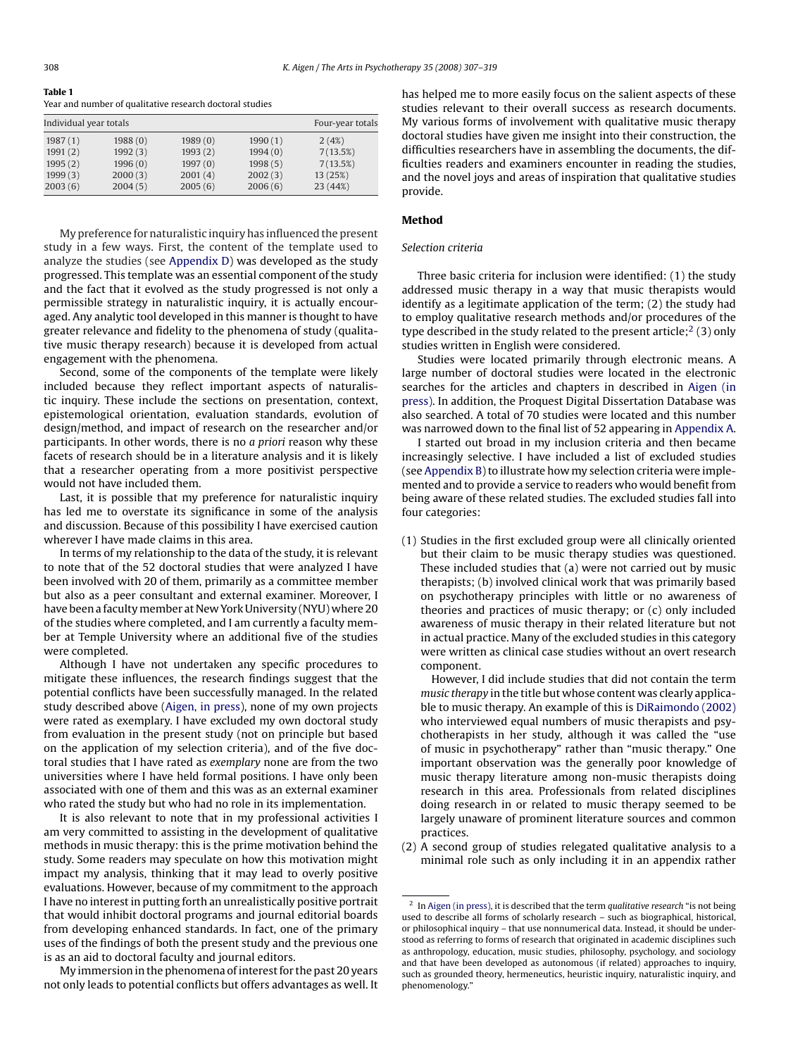**Table 1**
Year and number of qualitative research doctoral studies

| Individual year totals | | | | Four-year totals |
|---|---|---|---|---|
| 1987 (1) | 1988 (0) | 1989 (0) | 1990 (1) | 2 (4%) |
| 1991 (2) | 1992 (3) | 1993 (2) | 1994 (0) | 7 (13.5%) |
| 1995 (2) | 1996 (0) | 1997 (0) | 1998 (5) | 7 (13.5%) |
| 1999 (3) | 2000 (3) | 2001 (4) | 2002 (3) | 13 (25%) |
| 2003 (6) | 2004 (5) | 2005 (6) | 2006 (6) | 23 (44%) |

My preference for naturalistic inquiry has influenced the present study in a few ways. First, the content of the template used to analyze the studies (see Appendix D) was developed as the study progressed. This template was an essential component of the study and the fact that it evolved as the study progressed is not only a permissible strategy in naturalistic inquiry, it is actually encouraged. Any analytic tool developed in this manner is thought to have greater relevance and fidelity to the phenomena of study (qualitative music therapy research) because it is developed from actual engagement with the phenomena.

Second, some of the components of the template were likely included because they reflect important aspects of naturalistic inquiry. These include the sections on presentation, context, epistemological orientation, evaluation standards, evolution of design/method, and impact of research on the researcher and/or participants. In other words, there is no *a priori* reason why these facets of research should be in a literature analysis and it is likely that a researcher operating from a more positivist perspective would not have included them.

Last, it is possible that my preference for naturalistic inquiry has led me to overstate its significance in some of the analysis and discussion. Because of this possibility I have exercised caution wherever I have made claims in this area.

In terms of my relationship to the data of the study, it is relevant to note that of the 52 doctoral studies that were analyzed I have been involved with 20 of them, primarily as a committee member but also as a peer consultant and external examiner. Moreover, I have been a faculty member at New York University (NYU) where 20 of the studies where completed, and I am currently a faculty member at Temple University where an additional five of the studies were completed.

Although I have not undertaken any specific procedures to mitigate these influences, the research findings suggest that the potential conflicts have been successfully managed. In the related study described above (Aigen, in press), none of my own projects were rated as exemplary. I have excluded my own doctoral study from evaluation in the present study (not on principle but based on the application of my selection criteria), and of the five doctoral studies that I have rated as *exemplary* none are from the two universities where I have held formal positions. I have only been associated with one of them and this was as an external examiner who rated the study but who had no role in its implementation.

It is also relevant to note that in my professional activities I am very committed to assisting in the development of qualitative methods in music therapy: this is the prime motivation behind the study. Some readers may speculate on how this motivation might impact my analysis, thinking that it may lead to overly positive evaluations. However, because of my commitment to the approach I have no interest in putting forth an unrealistically positive portrait that would inhibit doctoral programs and journal editorial boards from developing enhanced standards. In fact, one of the primary uses of the findings of both the present study and the previous one is as an aid to doctoral faculty and journal editors.

My immersion in the phenomena of interest for the past 20 years not only leads to potential conflicts but offers advantages as well. It has helped me to more easily focus on the salient aspects of these studies relevant to their overall success as research documents. My various forms of involvement with qualitative music therapy doctoral studies have given me insight into their construction, the difficulties researchers have in assembling the documents, the difficulties readers and examiners encounter in reading the studies, and the novel joys and areas of inspiration that qualitative studies provide.

## Method

### Selection criteria

Three basic criteria for inclusion were identified: (1) the study addressed music therapy in a way that music therapists would identify as a legitimate application of the term; (2) the study had to employ qualitative research methods and/or procedures of the type described in the study related to the present article;[2] (3) only studies written in English were considered.

Studies were located primarily through electronic means. A large number of doctoral studies were located in the electronic searches for the articles and chapters in described in Aigen (in press). In addition, the Proquest Digital Dissertation Database was also searched. A total of 70 studies were located and this number was narrowed down to the final list of 52 appearing in Appendix A.

I started out broad in my inclusion criteria and then became increasingly selective. I have included a list of excluded studies (see Appendix B) to illustrate how my selection criteria were implemented and to provide a service to readers who would benefit from being aware of these related studies. The excluded studies fall into four categories:

(1) Studies in the first excluded group were all clinically oriented but their claim to be music therapy studies was questioned. These included studies that (a) were not carried out by music therapists; (b) involved clinical work that was primarily based on psychotherapy principles with little or no awareness of theories and practices of music therapy; or (c) only included awareness of music therapy in their related literature but not in actual practice. Many of the excluded studies in this category were written as clinical case studies without an overt research component.

However, I did include studies that did not contain the term *music therapy* in the title but whose content was clearly applicable to music therapy. An example of this is DiRaimondo (2002) who interviewed equal numbers of music therapists and psychotherapists in her study, although it was called the "use of music in psychotherapy" rather than "music therapy." One important observation was the generally poor knowledge of music therapy literature among non-music therapists doing research in this area. Professionals from related disciplines doing research in or related to music therapy seemed to be largely unaware of prominent literature sources and common practices.

(2) A second group of studies relegated qualitative analysis to a minimal role such as only including it in an appendix rather

[2] In Aigen (in press), it is described that the term *qualitative research* "is not being used to describe all forms of scholarly research – such as biographical, historical, or philosophical inquiry – that use nonnumerical data. Instead, it should be understood as referring to forms of research that originated in academic disciplines such as anthropology, education, music studies, philosophy, psychology, and sociology and that have been developed as autonomous (if related) approaches to inquiry, such as grounded theory, hermeneutics, heuristic inquiry, naturalistic inquiry, and phenomenology."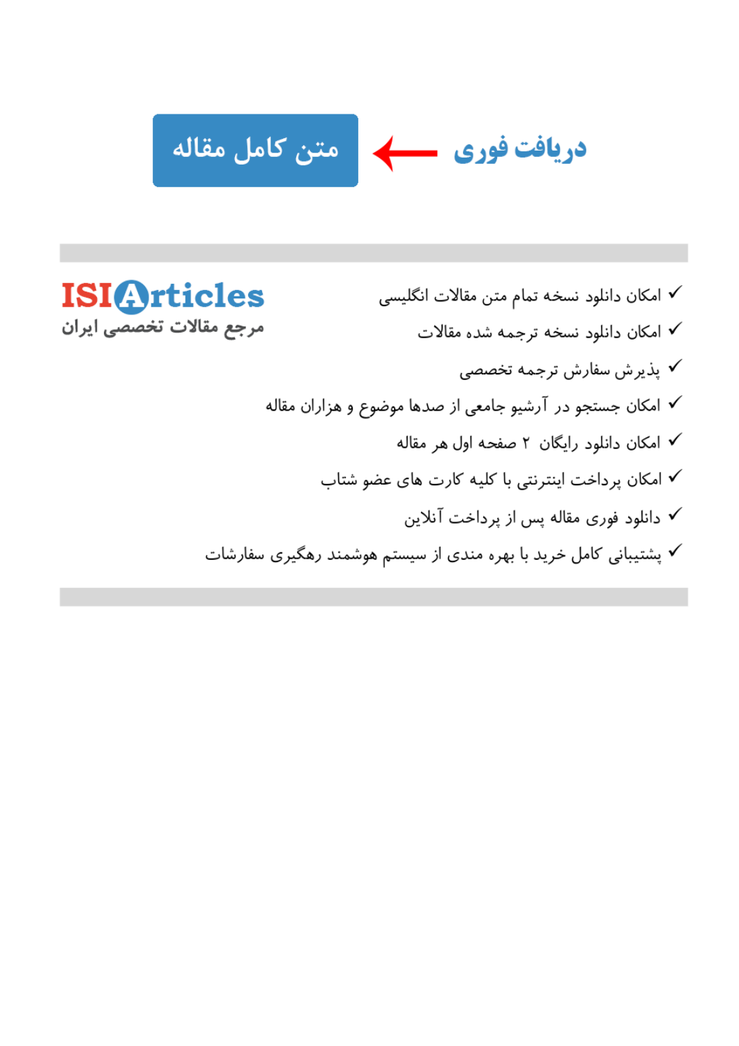دریافت فوری ← متن کامل مقاله

**ISIArticles**
مرجع مقالات تخصصی ایران

- ✓ امکان دانلود نسخه تمام متن مقالات انگلیسی
- ✓ امکان دانلود نسخه ترجمه شده مقالات
- ✓ پذیرش سفارش ترجمه تخصصی
- ✓ امکان جستجو در آرشیو جامعی از صدها موضوع و هزاران مقاله
- ✓ امکان دانلود رایگان ۲ صفحه اول هر مقاله
- ✓ امکان پرداخت اینترنتی با کلیه کارت های عضو شتاب
- ✓ دانلود فوری مقاله پس از پرداخت آنلاین
- ✓ پشتیبانی کامل خرید با بهره مندی از سیستم هوشمند رهگیری سفارشات